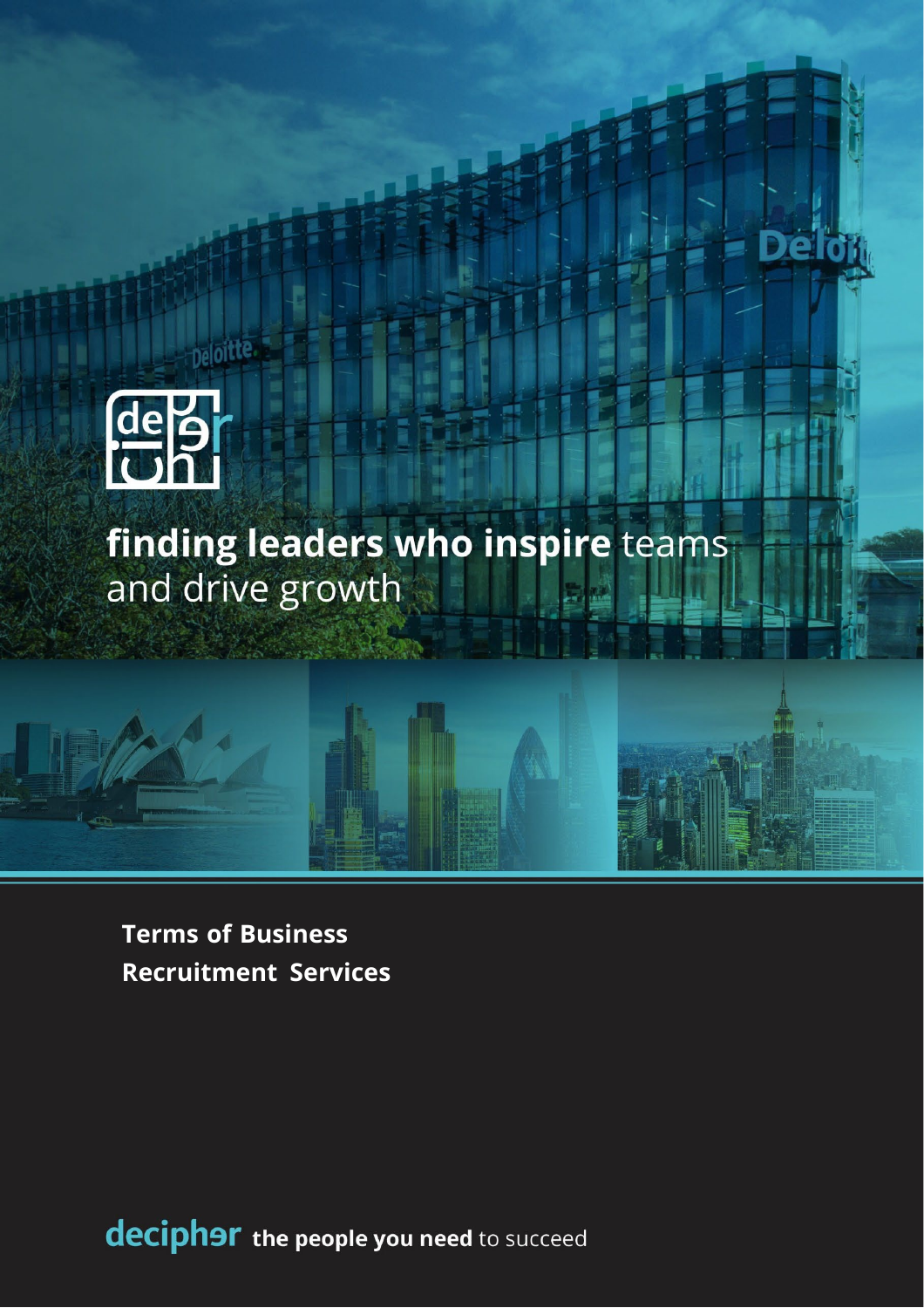finding leaders who inspire teams and drive growth

# Terms of Business
# Recruitment Services

**decipher** **the people you need** to succeed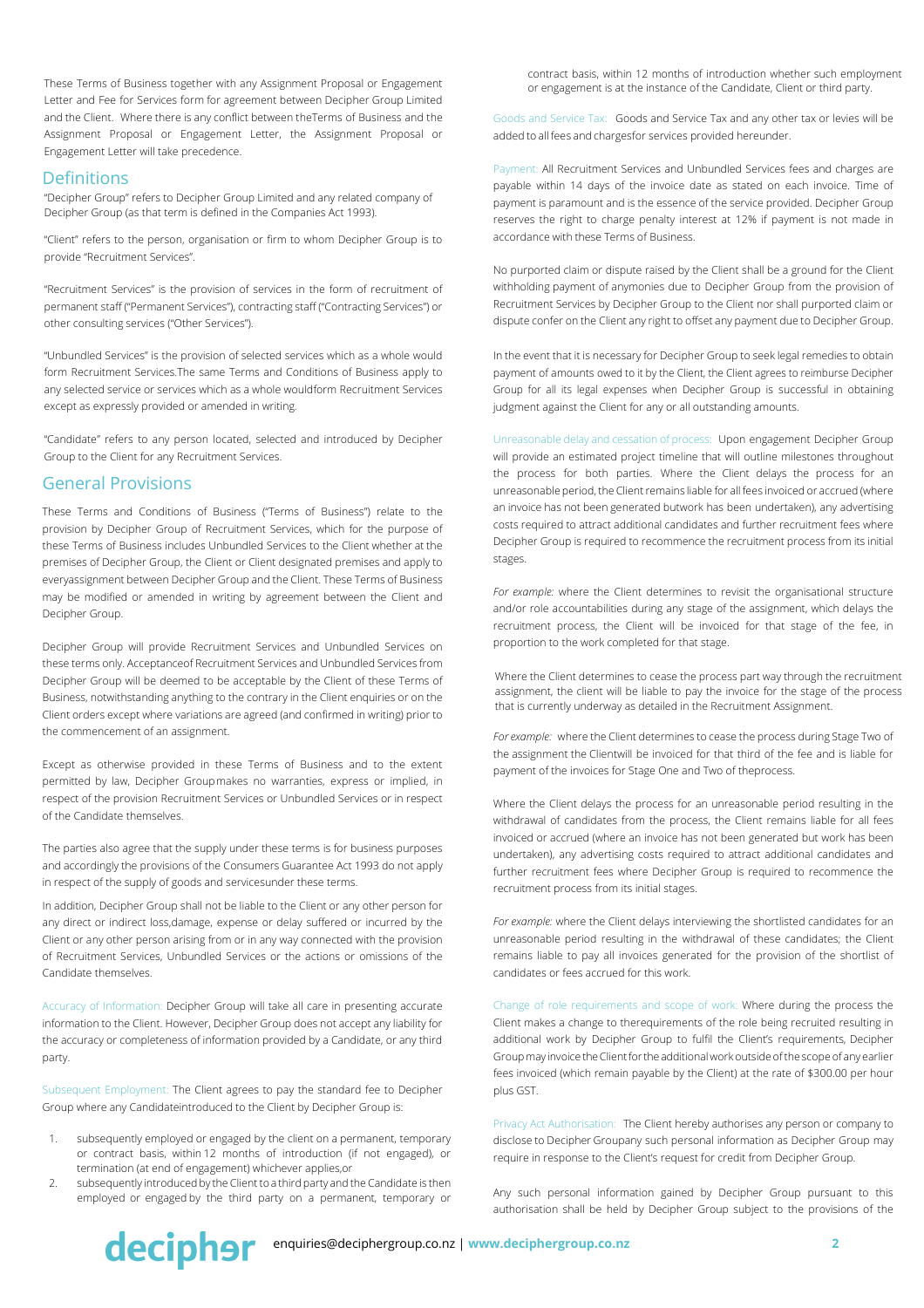These Terms of Business together with any Assignment Proposal or Engagement Letter and Fee for Services form for agreement between Decipher Group Limited and the Client. Where there is any conflict between theTerms of Business and the Assignment Proposal or Engagement Letter, the Assignment Proposal or Engagement Letter will take precedence.

## Definitions

"Decipher Group" refers to Decipher Group Limited and any related company of Decipher Group (as that term is defined in the Companies Act 1993).

"Client" refers to the person, organisation or firm to whom Decipher Group is to provide "Recruitment Services".

"Recruitment Services" is the provision of services in the form of recruitment of permanent staff ("Permanent Services"), contracting staff ("Contracting Services") or other consulting services ("Other Services").

"Unbundled Services" is the provision of selected services which as a whole would form Recruitment Services.The same Terms and Conditions of Business apply to any selected service or services which as a whole wouldform Recruitment Services except as expressly provided or amended in writing.

"Candidate" refers to any person located, selected and introduced by Decipher Group to the Client for any Recruitment Services.

## General Provisions

These Terms and Conditions of Business ("Terms of Business") relate to the provision by Decipher Group of Recruitment Services, which for the purpose of these Terms of Business includes Unbundled Services to the Client whether at the premises of Decipher Group, the Client or Client designated premises and apply to everyassignment between Decipher Group and the Client. These Terms of Business may be modified or amended in writing by agreement between the Client and Decipher Group.

Decipher Group will provide Recruitment Services and Unbundled Services on these terms only. Acceptanceof Recruitment Services and Unbundled Services from Decipher Group will be deemed to be acceptable by the Client of these Terms of Business, notwithstanding anything to the contrary in the Client enquiries or on the Client orders except where variations are agreed (and confirmed in writing) prior to the commencement of an assignment.

Except as otherwise provided in these Terms of Business and to the extent permitted by law, Decipher Group makes no warranties, express or implied, in respect of the provision Recruitment Services or Unbundled Services or in respect of the Candidate themselves.

The parties also agree that the supply under these terms is for business purposes and accordingly the provisions of the Consumers Guarantee Act 1993 do not apply in respect of the supply of goods and servicesunder these terms.

In addition, Decipher Group shall not be liable to the Client or any other person for any direct or indirect loss,damage, expense or delay suffered or incurred by the Client or any other person arising from or in any way connected with the provision of Recruitment Services, Unbundled Services or the actions or omissions of the Candidate themselves.

Accuracy of Information: Decipher Group will take all care in presenting accurate information to the Client. However, Decipher Group does not accept any liability for the accuracy or completeness of information provided by a Candidate, or any third party.

Subsequent Employment: The Client agrees to pay the standard fee to Decipher Group where any Candidateintroduced to the Client by Decipher Group is:

1. subsequently employed or engaged by the client on a permanent, temporary or contract basis, within 12 months of introduction (if not engaged), or termination (at end of engagement) whichever applies,or
2. subsequently introduced by the Client to a third party and the Candidate is then employed or engaged by the third party on a permanent, temporary or contract basis, within 12 months of introduction whether such employment or engagement is at the instance of the Candidate, Client or third party.

Goods and Service Tax: Goods and Service Tax and any other tax or levies will be added to all fees and chargesfor services provided hereunder.

Payment: All Recruitment Services and Unbundled Services fees and charges are payable within 14 days of the invoice date as stated on each invoice. Time of payment is paramount and is the essence of the service provided. Decipher Group reserves the right to charge penalty interest at 12% if payment is not made in accordance with these Terms of Business.

No purported claim or dispute raised by the Client shall be a ground for the Client withholding payment of anymonies due to Decipher Group from the provision of Recruitment Services by Decipher Group to the Client nor shall purported claim or dispute confer on the Client any right to offset any payment due to Decipher Group.

In the event that it is necessary for Decipher Group to seek legal remedies to obtain payment of amounts owed to it by the Client, the Client agrees to reimburse Decipher Group for all its legal expenses when Decipher Group is successful in obtaining judgment against the Client for any or all outstanding amounts.

Unreasonable delay and cessation of process: Upon engagement Decipher Group will provide an estimated project timeline that will outline milestones throughout the process for both parties. Where the Client delays the process for an unreasonable period, the Client remains liable for all fees invoiced or accrued (where an invoice has not been generated butwork has been undertaken), any advertising costs required to attract additional candidates and further recruitment fees where Decipher Group is required to recommence the recruitment process from its initial stages.

*For example:* where the Client determines to revisit the organisational structure and/or role accountabilities during any stage of the assignment, which delays the recruitment process, the Client will be invoiced for that stage of the fee, in proportion to the work completed for that stage.

Where the Client determines to cease the process part way through the recruitment assignment, the client will be liable to pay the invoice for the stage of the process that is currently underway as detailed in the Recruitment Assignment.

*For example:* where the Client determines to cease the process during Stage Two of the assignment the Clientwill be invoiced for that third of the fee and is liable for payment of the invoices for Stage One and Two of theprocess.

Where the Client delays the process for an unreasonable period resulting in the withdrawal of candidates from the process, the Client remains liable for all fees invoiced or accrued (where an invoice has not been generated but work has been undertaken), any advertising costs required to attract additional candidates and further recruitment fees where Decipher Group is required to recommence the recruitment process from its initial stages.

*For example:* where the Client delays interviewing the shortlisted candidates for an unreasonable period resulting in the withdrawal of these candidates; the Client remains liable to pay all invoices generated for the provision of the shortlist of candidates or fees accrued for this work.

Change of role requirements and scope of work: Where during the process the Client makes a change to therequirements of the role being recruited resulting in additional work by Decipher Group to fulfil the Client's requirements, Decipher Group may invoice the Client for the additional work outside of the scope of any earlier fees invoiced (which remain payable by the Client) at the rate of $300.00 per hour plus GST.

Privacy Act Authorisation: The Client hereby authorises any person or company to disclose to Decipher Groupany such personal information as Decipher Group may require in response to the Client's request for credit from Decipher Group.

Any such personal information gained by Decipher Group pursuant to this authorisation shall be held by Decipher Group subject to the provisions of the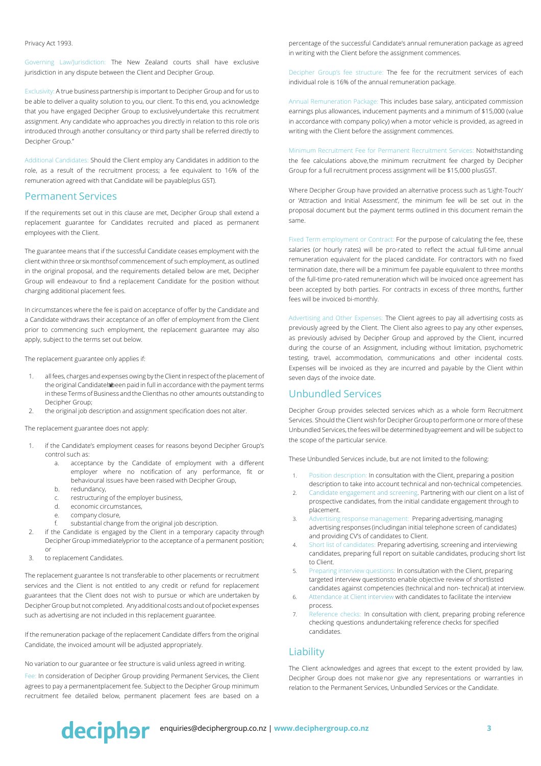Privacy Act 1993.

Governing Law/Jurisdiction: The New Zealand courts shall have exclusive jurisdiction in any dispute between the Client and Decipher Group.

Exclusivity: A true business partnership is important to Decipher Group and for us to be able to deliver a quality solution to you, our client. To this end, you acknowledge that you have engaged Decipher Group to exclusivelyundertake this recruitment assignment. Any candidate who approaches you directly in relation to this role oris introduced through another consultancy or third party shall be referred directly to Decipher Group."

Additional Candidates: Should the Client employ any Candidates in addition to the role, as a result of the recruitment process; a fee equivalent to 16% of the remuneration agreed with that Candidate will be payable(plus GST).

## Permanent Services

If the requirements set out in this clause are met, Decipher Group shall extend a replacement guarantee for Candidates recruited and placed as permanent employees with the Client.

The guarantee means that if the successful Candidate ceases employment with the client within three or six monthsof commencement of such employment, as outlined in the original proposal, and the requirements detailed below are met, Decipher Group will endeavour to find a replacement Candidate for the position without charging additional placement fees.

In circumstances where the fee is paid on acceptance of offer by the Candidate and a Candidate withdraws their acceptance of an offer of employment from the Client prior to commencing such employment, the replacement guarantee may also apply, subject to the terms set out below.

The replacement guarantee only applies if:

1. all fees, charges and expenses owing by the Client in respect of the placement of the original Candidatehas been paid in full in accordance with the payment terms in these Terms of Business and the Clienthas no other amounts outstanding to Decipher Group;
2. the original job description and assignment specification does not alter.

The replacement guarantee does not apply:

1. if the Candidate's employment ceases for reasons beyond Decipher Group's control such as:
   a. acceptance by the Candidate of employment with a different employer where no notification of any performance, fit or behavioural issues have been raised with Decipher Group,
   b. redundancy,
   c. restructuring of the employer business,
   d. economic circumstances,
   e. company closure,
   f. substantial change from the original job description.
2. if the Candidate is engaged by the Client in a temporary capacity through Decipher Group immediatelyprior to the acceptance of a permanent position; or
3. to replacement Candidates.

The replacement guarantee Is not transferable to other placements or recruitment services and the Client is not entitled to any credit or refund for replacement guarantees that the Client does not wish to pursue or which are undertaken by Decipher Group but not completed. Any additional costs and out of pocket expenses such as advertising are not included in this replacement guarantee.

If the remuneration package of the replacement Candidate differs from the original Candidate, the invoiced amount will be adjusted appropriately.

No variation to our guarantee or fee structure is valid unless agreed in writing.

Fee: In consideration of Decipher Group providing Permanent Services, the Client agrees to pay a permanentplacement fee. Subject to the Decipher Group minimum recruitment fee detailed below, permanent placement fees are based on a percentage of the successful Candidate's annual remuneration package as agreed in writing with the Client before the assignment commences.

Decipher Group's fee structure: The fee for the recruitment services of each individual role is 16% of the annual remuneration package.

Annual Remuneration Package: This includes base salary, anticipated commission earnings plus allowances, inducement payments and a minimum of $15,000 (value in accordance with company policy) when a motor vehicle is provided, as agreed in writing with the Client before the assignment commences.

Minimum Recruitment Fee for Permanent Recruitment Services: Notwithstanding the fee calculations above,the minimum recruitment fee charged by Decipher Group for a full recruitment process assignment will be $15,000 plusGST.

Where Decipher Group have provided an alternative process such as 'Light-Touch' or 'Attraction and Initial Assessment', the minimum fee will be set out in the proposal document but the payment terms outlined in this document remain the same.

Fixed Term employment or Contract: For the purpose of calculating the fee, these salaries (or hourly rates) will be pro-rated to reflect the actual full-time annual remuneration equivalent for the placed candidate. For contractors with no fixed termination date, there will be a minimum fee payable equivalent to three months of the full-time pro-rated remuneration which will be invoiced once agreement has been accepted by both parties. For contracts in excess of three months, further fees will be invoiced bi-monthly.

Advertising and Other Expenses: The Client agrees to pay all advertising costs as previously agreed by the Client. The Client also agrees to pay any other expenses, as previously advised by Decipher Group and approved by the Client, incurred during the course of an Assignment, including without limitation, psychometric testing, travel, accommodation, communications and other incidental costs. Expenses will be invoiced as they are incurred and payable by the Client within seven days of the invoice date.

## Unbundled Services

Decipher Group provides selected services which as a whole form Recruitment Services. Should the Client wish for Decipher Group to perform one or more of these Unbundled Services, the fees will be determined byagreement and will be subject to the scope of the particular service.

These Unbundled Services include, but are not limited to the following:

1. Position description: In consultation with the Client, preparing a position description to take into account technical and non-technical competencies.
2. Candidate engagement and screening. Partnering with our client on a list of prospective candidates, from the initial candidate engagement through to placement.
3. Advertising response management: Preparing advertising, managing advertising responses (includingan initial telephone screen of candidates) and providing CV's of candidates to Client.
4. Short list of candidates: Preparing advertising, screening and interviewing candidates, preparing full report on suitable candidates, producing short list to Client.
5. Preparing interview questions: In consultation with the Client, preparing targeted interview questionsto enable objective review of shortlisted candidates against competencies (technical and non- technical) at interview.
6. Attendance at Client interview with candidates to facilitate the interview process.
7. Reference checks: In consultation with client, preparing probing reference checking questions andundertaking reference checks for specified candidates.

## Liability

The Client acknowledges and agrees that except to the extent provided by law, Decipher Group does not make nor give any representations or warranties in relation to the Permanent Services, Unbundled Services or the Candidate.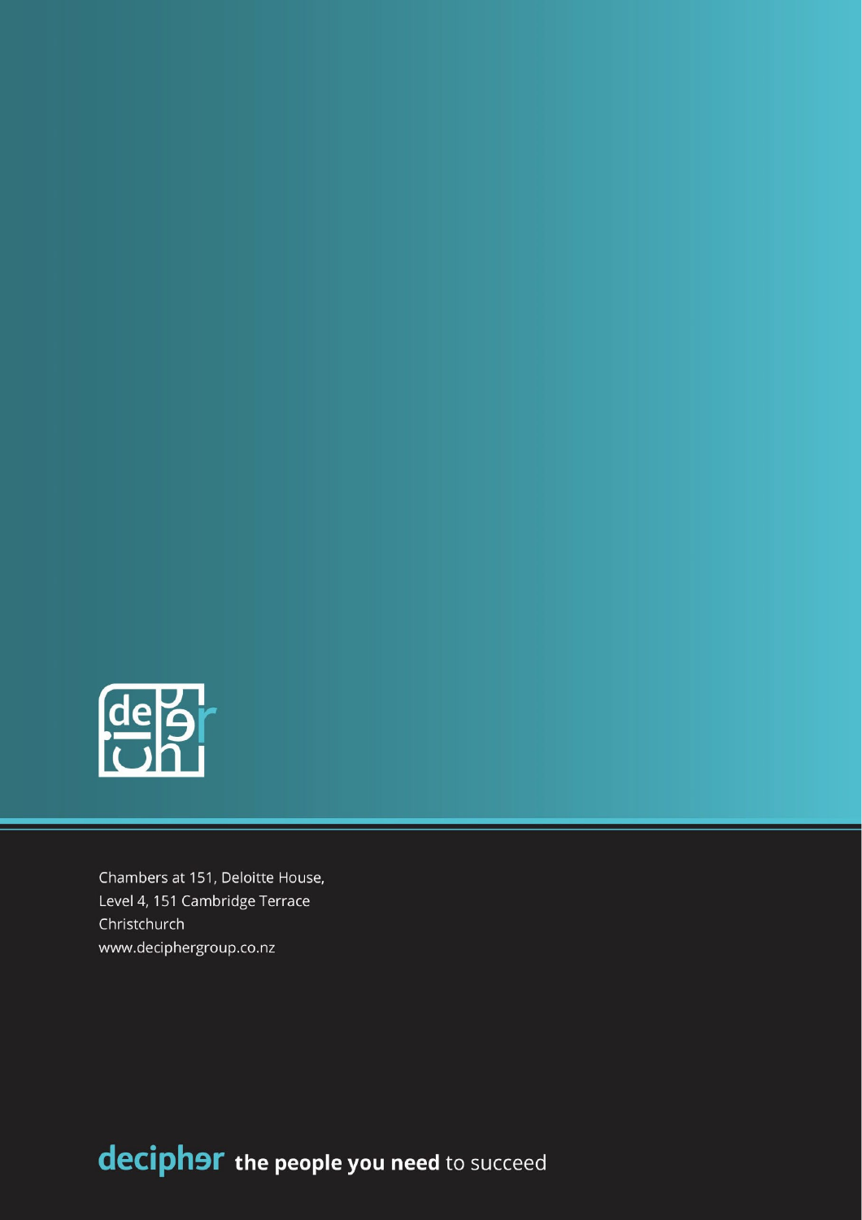Chambers at 151, Deloitte House,
Level 4, 151 Cambridge Terrace
Christchurch
www.deciphergroup.co.nz

decipher **the people you need** to succeed